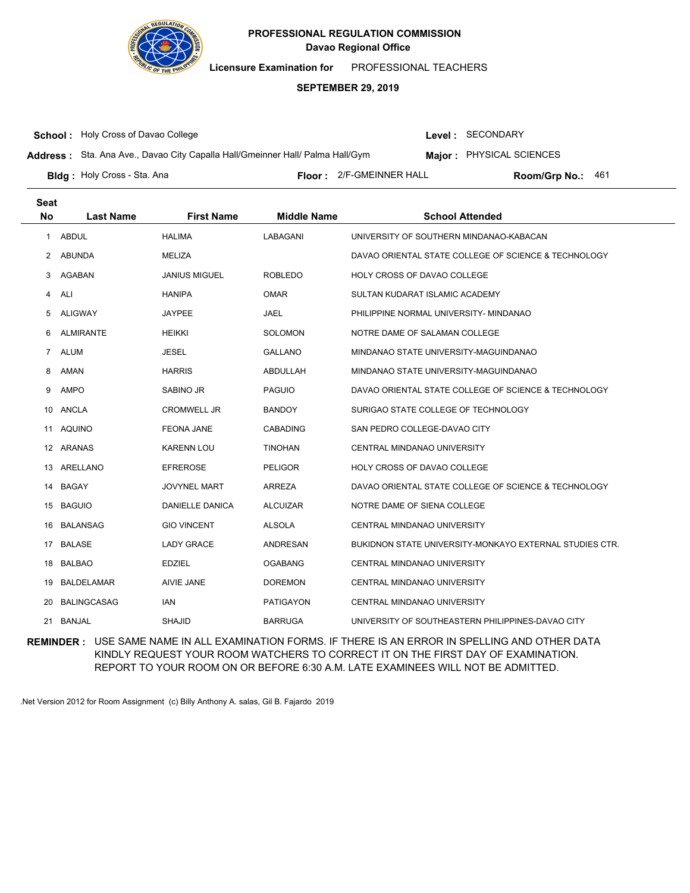**PROFESSIONAL REGULATION COMMISSION**
**Davao Regional Office**

**Licensure Examination for** PROFESSIONAL TEACHERS

**SEPTEMBER 29, 2019**

**School :** Holy Cross of Davao College
**Level :** SECONDARY

**Address :** Sta. Ana Ave., Davao City Capalla Hall/Gmeinner Hall/ Palma Hall/Gym
**Major :** PHYSICAL SCIENCES

**Bldg :** Holy Cross - Sta. Ana
**Floor :** 2/F-GMEINNER HALL
**Room/Grp No.:** 461

| Seat No | Last Name | First Name | Middle Name | School Attended |
|---|---|---|---|---|
| 1 | ABDUL | HALIMA | LABAGANI | UNIVERSITY OF SOUTHERN MINDANAO-KABACAN |
| 2 | ABUNDA | MELIZA | | DAVAO ORIENTAL STATE COLLEGE OF SCIENCE & TECHNOLOGY |
| 3 | AGABAN | JANIUS MIGUEL | ROBLEDO | HOLY CROSS OF DAVAO COLLEGE |
| 4 | ALI | HANIPA | OMAR | SULTAN KUDARAT ISLAMIC ACADEMY |
| 5 | ALIGWAY | JAYPEE | JAEL | PHILIPPINE NORMAL UNIVERSITY- MINDANAO |
| 6 | ALMIRANTE | HEIKKI | SOLOMON | NOTRE DAME OF SALAMAN COLLEGE |
| 7 | ALUM | JESEL | GALLANO | MINDANAO STATE UNIVERSITY-MAGUINDANAO |
| 8 | AMAN | HARRIS | ABDULLAH | MINDANAO STATE UNIVERSITY-MAGUINDANAO |
| 9 | AMPO | SABINO JR | PAGUIO | DAVAO ORIENTAL STATE COLLEGE OF SCIENCE & TECHNOLOGY |
| 10 | ANCLA | CROMWELL JR | BANDOY | SURIGAO STATE COLLEGE OF TECHNOLOGY |
| 11 | AQUINO | FEONA JANE | CABADING | SAN PEDRO COLLEGE-DAVAO CITY |
| 12 | ARANAS | KARENN LOU | TINOHAN | CENTRAL MINDANAO UNIVERSITY |
| 13 | ARELLANO | EFREROSE | PELIGOR | HOLY CROSS OF DAVAO COLLEGE |
| 14 | BAGAY | JOVYNEL MART | ARREZA | DAVAO ORIENTAL STATE COLLEGE OF SCIENCE & TECHNOLOGY |
| 15 | BAGUIO | DANIELLE DANICA | ALCUIZAR | NOTRE DAME OF SIENA COLLEGE |
| 16 | BALANSAG | GIO VINCENT | ALSOLA | CENTRAL MINDANAO UNIVERSITY |
| 17 | BALASE | LADY GRACE | ANDRESAN | BUKIDNON STATE UNIVERSITY-MONKAYO EXTERNAL STUDIES CTR. |
| 18 | BALBAO | EDZIEL | OGABANG | CENTRAL MINDANAO UNIVERSITY |
| 19 | BALDELAMAR | AIVIE JANE | DOREMON | CENTRAL MINDANAO UNIVERSITY |
| 20 | BALINGCASAG | IAN | PATIGAYON | CENTRAL MINDANAO UNIVERSITY |
| 21 | BANJAL | SHAJID | BARRUGA | UNIVERSITY OF SOUTHEASTERN PHILIPPINES-DAVAO CITY |

**REMINDER :** USE SAME NAME IN ALL EXAMINATION FORMS. IF THERE IS AN ERROR IN SPELLING AND OTHER DATA KINDLY REQUEST YOUR ROOM WATCHERS TO CORRECT IT ON THE FIRST DAY OF EXAMINATION. REPORT TO YOUR ROOM ON OR BEFORE 6:30 A.M. LATE EXAMINEES WILL NOT BE ADMITTED.

.Net Version 2012 for Room Assignment (c) Billy Anthony A. salas, Gil B. Fajardo 2019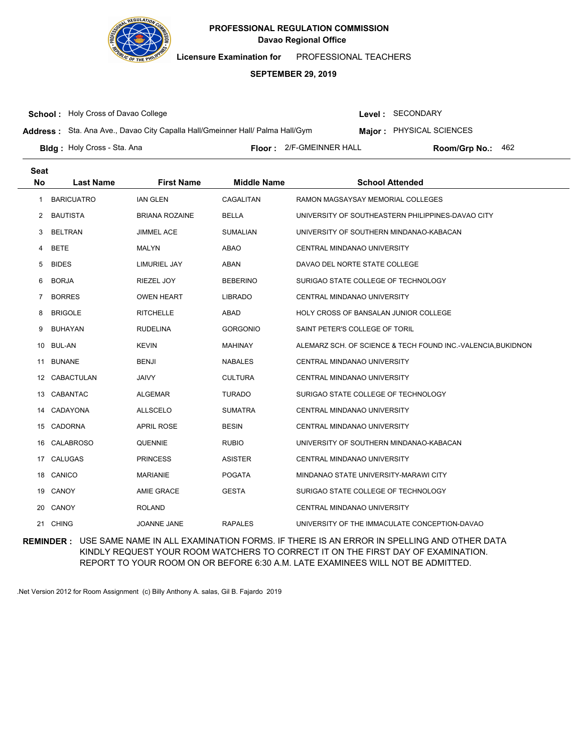**PROFESSIONAL REGULATION COMMISSION**
**Davao Regional Office**

**Licensure Examination for** PROFESSIONAL TEACHERS

**SEPTEMBER 29, 2019**

**School :** Holy Cross of Davao College
**Level :** SECONDARY
**Address :** Sta. Ana Ave., Davao City Capalla Hall/Gmeinner Hall/ Palma Hall/Gym
**Major :** PHYSICAL SCIENCES
**Bldg :** Holy Cross - Sta. Ana
**Floor :** 2/F-GMEINNER HALL
**Room/Grp No.:** 462

| Seat No | Last Name | First Name | Middle Name | School Attended |
|---|---|---|---|---|
| 1 | BARICUATRO | IAN GLEN | CAGALITAN | RAMON MAGSAYSAY MEMORIAL COLLEGES |
| 2 | BAUTISTA | BRIANA ROZAINE | BELLA | UNIVERSITY OF SOUTHEASTERN PHILIPPINES-DAVAO CITY |
| 3 | BELTRAN | JIMMEL ACE | SUMALIAN | UNIVERSITY OF SOUTHERN MINDANAO-KABACAN |
| 4 | BETE | MALYN | ABAO | CENTRAL MINDANAO UNIVERSITY |
| 5 | BIDES | LIMURIEL JAY | ABAN | DAVAO DEL NORTE STATE COLLEGE |
| 6 | BORJA | RIEZEL JOY | BEBERINO | SURIGAO STATE COLLEGE OF TECHNOLOGY |
| 7 | BORRES | OWEN HEART | LIBRADO | CENTRAL MINDANAO UNIVERSITY |
| 8 | BRIGOLE | RITCHELLE | ABAD | HOLY CROSS OF BANSALAN JUNIOR COLLEGE |
| 9 | BUHAYAN | RUDELINA | GORGONIO | SAINT PETER'S COLLEGE OF TORIL |
| 10 | BUL-AN | KEVIN | MAHINAY | ALEMARZ SCH. OF SCIENCE & TECH FOUND INC.-VALENCIA,BUKIDNON |
| 11 | BUNANE | BENJI | NABALES | CENTRAL MINDANAO UNIVERSITY |
| 12 | CABACTULAN | JAIVY | CULTURA | CENTRAL MINDANAO UNIVERSITY |
| 13 | CABANTAC | ALGEMAR | TURADO | SURIGAO STATE COLLEGE OF TECHNOLOGY |
| 14 | CADAYONA | ALLSCELO | SUMATRA | CENTRAL MINDANAO UNIVERSITY |
| 15 | CADORNA | APRIL ROSE | BESIN | CENTRAL MINDANAO UNIVERSITY |
| 16 | CALABROSO | QUENNIE | RUBIO | UNIVERSITY OF SOUTHERN MINDANAO-KABACAN |
| 17 | CALUGAS | PRINCESS | ASISTER | CENTRAL MINDANAO UNIVERSITY |
| 18 | CANICO | MARIANIE | POGATA | MINDANAO STATE UNIVERSITY-MARAWI CITY |
| 19 | CANOY | AMIE GRACE | GESTA | SURIGAO STATE COLLEGE OF TECHNOLOGY |
| 20 | CANOY | ROLAND | | CENTRAL MINDANAO UNIVERSITY |
| 21 | CHING | JOANNE JANE | RAPALES | UNIVERSITY OF THE IMMACULATE CONCEPTION-DAVAO |

**REMINDER :** USE SAME NAME IN ALL EXAMINATION FORMS. IF THERE IS AN ERROR IN SPELLING AND OTHER DATA KINDLY REQUEST YOUR ROOM WATCHERS TO CORRECT IT ON THE FIRST DAY OF EXAMINATION. REPORT TO YOUR ROOM ON OR BEFORE 6:30 A.M. LATE EXAMINEES WILL NOT BE ADMITTED.

.Net Version 2012 for Room Assignment (c) Billy Anthony A. salas, Gil B. Fajardo 2019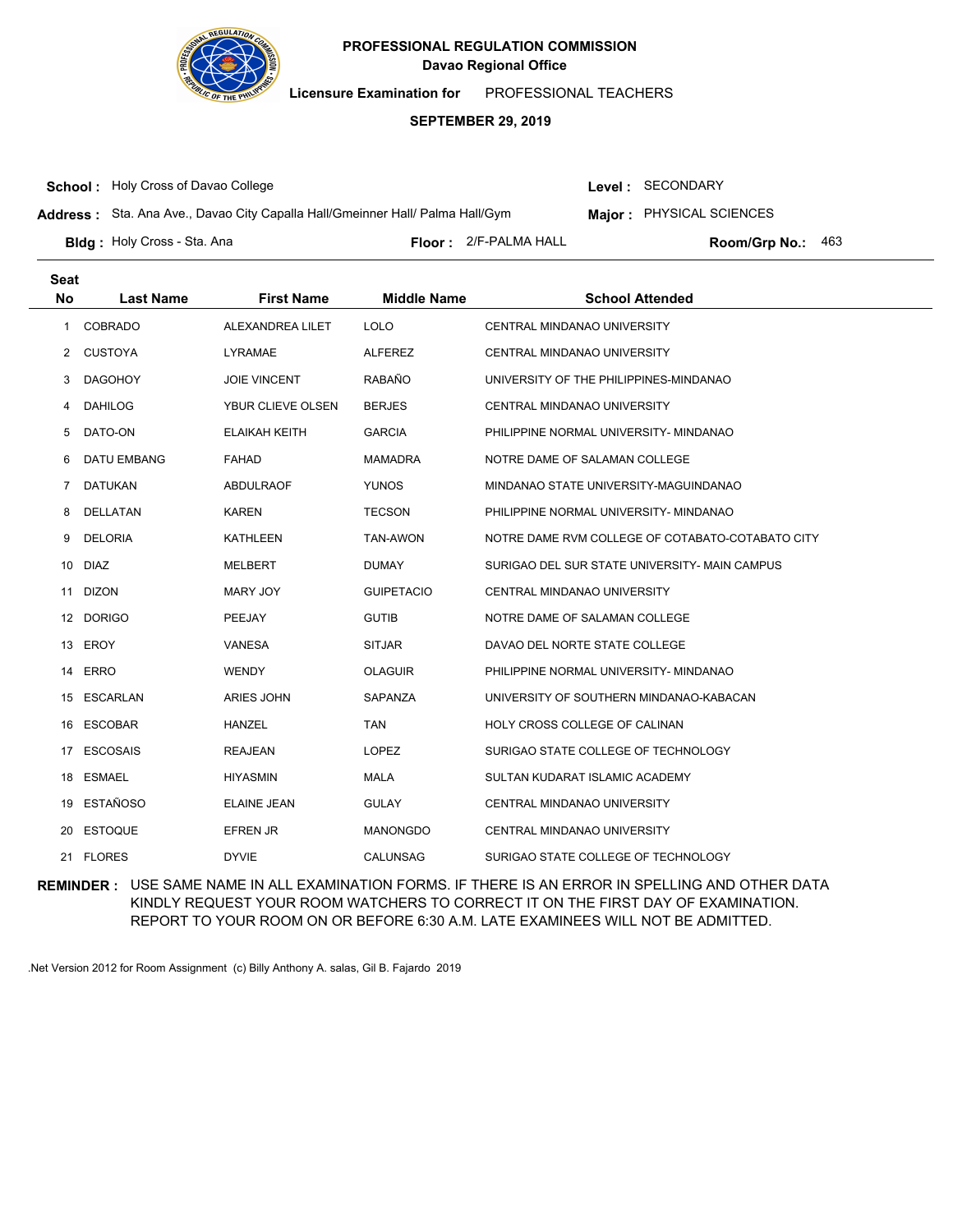**PROFESSIONAL REGULATION COMMISSION**
**Davao Regional Office**

**Licensure Examination for** PROFESSIONAL TEACHERS

**SEPTEMBER 29, 2019**

**School :** Holy Cross of Davao College
**Level :** SECONDARY
**Address :** Sta. Ana Ave., Davao City Capalla Hall/Gmeinner Hall/ Palma Hall/Gym
**Major :** PHYSICAL SCIENCES
**Bldg :** Holy Cross - Sta. Ana
**Floor :** 2/F-PALMA HALL
**Room/Grp No.:** 463

| Seat No | Last Name | First Name | Middle Name | School Attended |
|---|---|---|---|---|
| 1 | COBRADO | ALEXANDREA LILET | LOLO | CENTRAL MINDANAO UNIVERSITY |
| 2 | CUSTOYA | LYRAMAE | ALFEREZ | CENTRAL MINDANAO UNIVERSITY |
| 3 | DAGOHOY | JOIE VINCENT | RABAÑO | UNIVERSITY OF THE PHILIPPINES-MINDANAO |
| 4 | DAHILOG | YBUR CLIEVE OLSEN | BERJES | CENTRAL MINDANAO UNIVERSITY |
| 5 | DATO-ON | ELAIKAH KEITH | GARCIA | PHILIPPINE NORMAL UNIVERSITY- MINDANAO |
| 6 | DATU EMBANG | FAHAD | MAMADRA | NOTRE DAME OF SALAMAN COLLEGE |
| 7 | DATUKAN | ABDULRAOF | YUNOS | MINDANAO STATE UNIVERSITY-MAGUINDANAO |
| 8 | DELLATAN | KAREN | TECSON | PHILIPPINE NORMAL UNIVERSITY- MINDANAO |
| 9 | DELORIA | KATHLEEN | TAN-AWON | NOTRE DAME RVM COLLEGE OF COTABATO-COTABATO CITY |
| 10 | DIAZ | MELBERT | DUMAY | SURIGAO DEL SUR STATE UNIVERSITY- MAIN CAMPUS |
| 11 | DIZON | MARY JOY | GUIPETACIO | CENTRAL MINDANAO UNIVERSITY |
| 12 | DORIGO | PEEJAY | GUTIB | NOTRE DAME OF SALAMAN COLLEGE |
| 13 | EROY | VANESA | SITJAR | DAVAO DEL NORTE STATE COLLEGE |
| 14 | ERRO | WENDY | OLAGUIR | PHILIPPINE NORMAL UNIVERSITY- MINDANAO |
| 15 | ESCARLAN | ARIES JOHN | SAPANZA | UNIVERSITY OF SOUTHERN MINDANAO-KABACAN |
| 16 | ESCOBAR | HANZEL | TAN | HOLY CROSS COLLEGE OF CALINAN |
| 17 | ESCOSAIS | REAJEAN | LOPEZ | SURIGAO STATE COLLEGE OF TECHNOLOGY |
| 18 | ESMAEL | HIYASMIN | MALA | SULTAN KUDARAT ISLAMIC ACADEMY |
| 19 | ESTAÑOSO | ELAINE JEAN | GULAY | CENTRAL MINDANAO UNIVERSITY |
| 20 | ESTOQUE | EFREN JR | MANONGDO | CENTRAL MINDANAO UNIVERSITY |
| 21 | FLORES | DYVIE | CALUNSAG | SURIGAO STATE COLLEGE OF TECHNOLOGY |

**REMINDER :** USE SAME NAME IN ALL EXAMINATION FORMS. IF THERE IS AN ERROR IN SPELLING AND OTHER DATA KINDLY REQUEST YOUR ROOM WATCHERS TO CORRECT IT ON THE FIRST DAY OF EXAMINATION. REPORT TO YOUR ROOM ON OR BEFORE 6:30 A.M. LATE EXAMINEES WILL NOT BE ADMITTED.

.Net Version 2012 for Room Assignment (c) Billy Anthony A. salas, Gil B. Fajardo 2019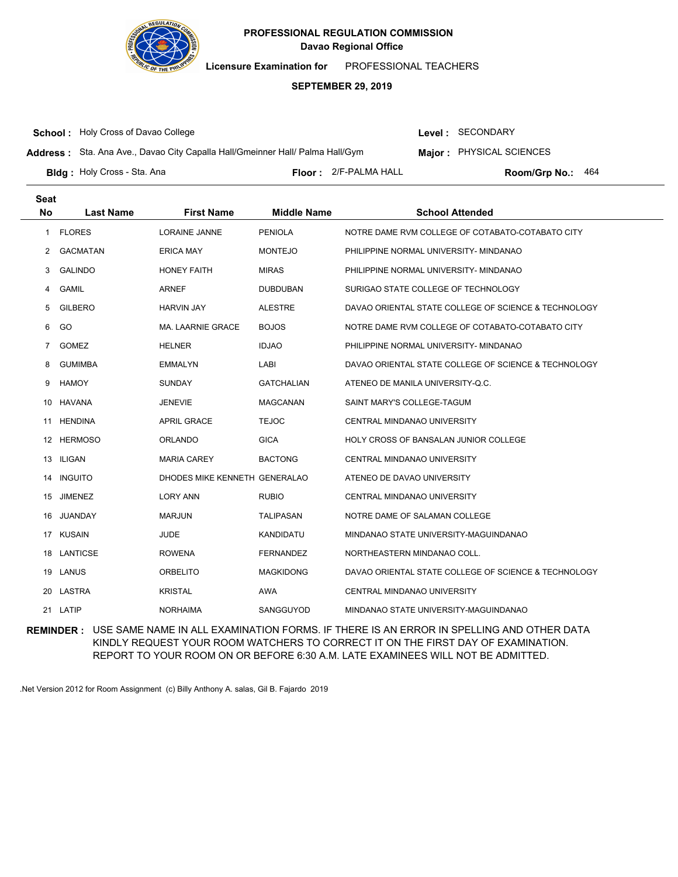**PROFESSIONAL REGULATION COMMISSION**
**Davao Regional Office**

**Licensure Examination for** PROFESSIONAL TEACHERS

**SEPTEMBER 29, 2019**

**School :** Holy Cross of Davao College
**Level :** SECONDARY

**Address :** Sta. Ana Ave., Davao City Capalla Hall/Gmeinner Hall/ Palma Hall/Gym
**Major :** PHYSICAL SCIENCES

**Bldg :** Holy Cross - Sta. Ana
**Floor :** 2/F-PALMA HALL
**Room/Grp No.:** 464

| Seat No | Last Name | First Name | Middle Name | School Attended |
|---|---|---|---|---|
| 1 | FLORES | LORAINE JANNE | PENIOLA | NOTRE DAME RVM COLLEGE OF COTABATO-COTABATO CITY |
| 2 | GACMATAN | ERICA MAY | MONTEJO | PHILIPPINE NORMAL UNIVERSITY- MINDANAO |
| 3 | GALINDO | HONEY FAITH | MIRAS | PHILIPPINE NORMAL UNIVERSITY- MINDANAO |
| 4 | GAMIL | ARNEF | DUBDUBAN | SURIGAO STATE COLLEGE OF TECHNOLOGY |
| 5 | GILBERO | HARVIN JAY | ALESTRE | DAVAO ORIENTAL STATE COLLEGE OF SCIENCE & TECHNOLOGY |
| 6 | GO | MA. LAARNIE GRACE | BOJOS | NOTRE DAME RVM COLLEGE OF COTABATO-COTABATO CITY |
| 7 | GOMEZ | HELNER | IDJAO | PHILIPPINE NORMAL UNIVERSITY- MINDANAO |
| 8 | GUMIMBA | EMMALYN | LABI | DAVAO ORIENTAL STATE COLLEGE OF SCIENCE & TECHNOLOGY |
| 9 | HAMOY | SUNDAY | GATCHALIAN | ATENEO DE MANILA UNIVERSITY-Q.C. |
| 10 | HAVANA | JENEVIE | MAGCANAN | SAINT MARY'S COLLEGE-TAGUM |
| 11 | HENDINA | APRIL GRACE | TEJOC | CENTRAL MINDANAO UNIVERSITY |
| 12 | HERMOSO | ORLANDO | GICA | HOLY CROSS OF BANSALAN JUNIOR COLLEGE |
| 13 | ILIGAN | MARIA CAREY | BACTONG | CENTRAL MINDANAO UNIVERSITY |
| 14 | INGUITO | DHODES MIKE KENNETH | GENERALAO | ATENEO DE DAVAO UNIVERSITY |
| 15 | JIMENEZ | LORY ANN | RUBIO | CENTRAL MINDANAO UNIVERSITY |
| 16 | JUANDAY | MARJUN | TALIPASAN | NOTRE DAME OF SALAMAN COLLEGE |
| 17 | KUSAIN | JUDE | KANDIDATU | MINDANAO STATE UNIVERSITY-MAGUINDANAO |
| 18 | LANTICSE | ROWENA | FERNANDEZ | NORTHEASTERN MINDANAO COLL. |
| 19 | LANUS | ORBELITO | MAGKIDONG | DAVAO ORIENTAL STATE COLLEGE OF SCIENCE & TECHNOLOGY |
| 20 | LASTRA | KRISTAL | AWA | CENTRAL MINDANAO UNIVERSITY |
| 21 | LATIP | NORHAIMA | SANGGUYOD | MINDANAO STATE UNIVERSITY-MAGUINDANAO |

**REMINDER :** USE SAME NAME IN ALL EXAMINATION FORMS. IF THERE IS AN ERROR IN SPELLING AND OTHER DATA KINDLY REQUEST YOUR ROOM WATCHERS TO CORRECT IT ON THE FIRST DAY OF EXAMINATION. REPORT TO YOUR ROOM ON OR BEFORE 6:30 A.M. LATE EXAMINEES WILL NOT BE ADMITTED.

.Net Version 2012 for Room Assignment (c) Billy Anthony A. salas, Gil B. Fajardo 2019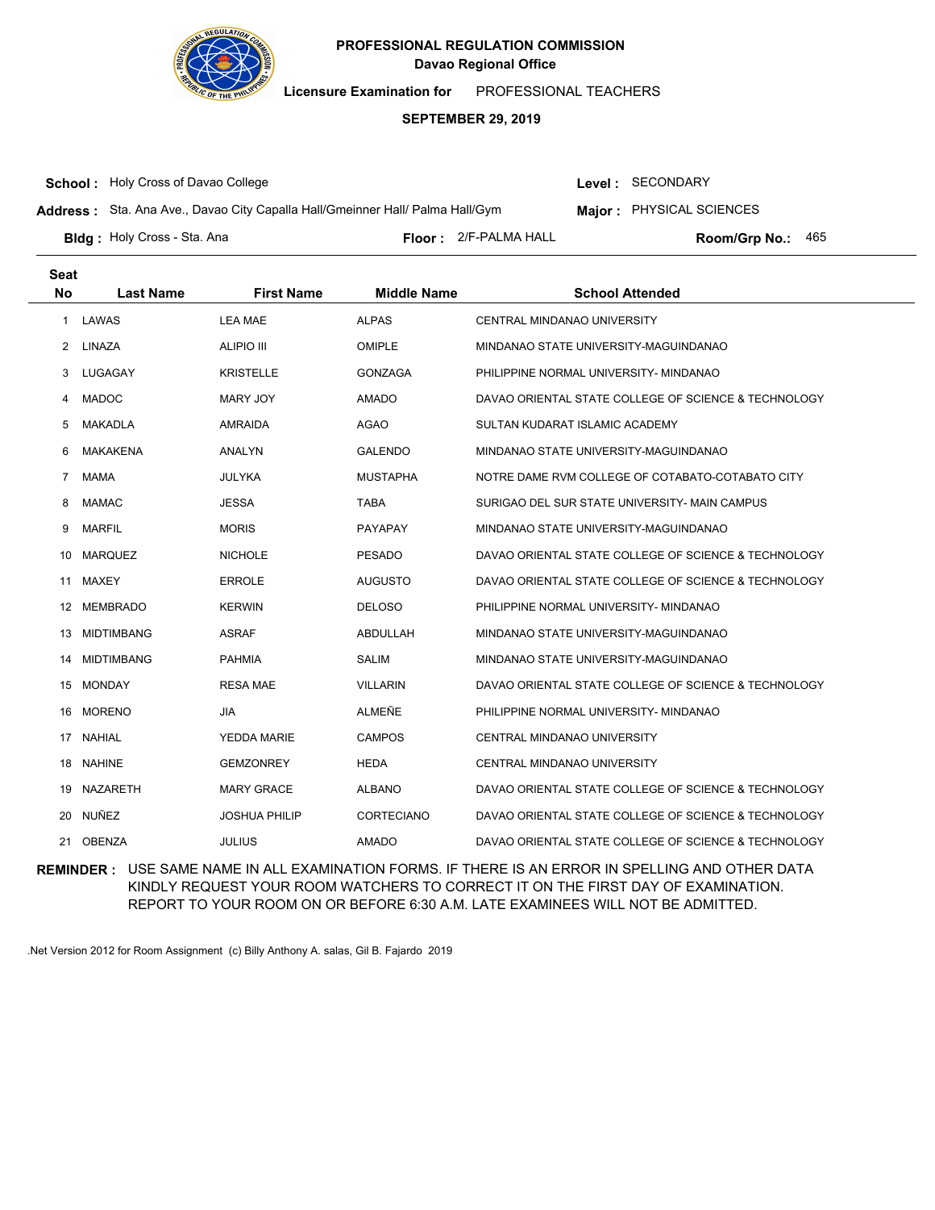**PROFESSIONAL REGULATION COMMISSION**
**Davao Regional Office**

**Licensure Examination for** PROFESSIONAL TEACHERS

**SEPTEMBER 29, 2019**

**School :** Holy Cross of Davao College
**Level :** SECONDARY

**Address :** Sta. Ana Ave., Davao City Capalla Hall/Gmeinner Hall/ Palma Hall/Gym
**Major :** PHYSICAL SCIENCES

**Bldg :** Holy Cross - Sta. Ana
**Floor :** 2/F-PALMA HALL
**Room/Grp No.:** 465

| Seat No | Last Name | First Name | Middle Name | School Attended |
|---|---|---|---|---|
| 1 | LAWAS | LEA MAE | ALPAS | CENTRAL MINDANAO UNIVERSITY |
| 2 | LINAZA | ALIPIO III | OMIPLE | MINDANAO STATE UNIVERSITY-MAGUINDANAO |
| 3 | LUGAGAY | KRISTELLE | GONZAGA | PHILIPPINE NORMAL UNIVERSITY- MINDANAO |
| 4 | MADOC | MARY JOY | AMADO | DAVAO ORIENTAL STATE COLLEGE OF SCIENCE & TECHNOLOGY |
| 5 | MAKADLA | AMRAIDA | AGAO | SULTAN KUDARAT ISLAMIC ACADEMY |
| 6 | MAKAKENA | ANALYN | GALENDO | MINDANAO STATE UNIVERSITY-MAGUINDANAO |
| 7 | MAMA | JULYKA | MUSTAPHA | NOTRE DAME RVM COLLEGE OF COTABATO-COTABATO CITY |
| 8 | MAMAC | JESSA | TABA | SURIGAO DEL SUR STATE UNIVERSITY- MAIN CAMPUS |
| 9 | MARFIL | MORIS | PAYAPAY | MINDANAO STATE UNIVERSITY-MAGUINDANAO |
| 10 | MARQUEZ | NICHOLE | PESADO | DAVAO ORIENTAL STATE COLLEGE OF SCIENCE & TECHNOLOGY |
| 11 | MAXEY | ERROLE | AUGUSTO | DAVAO ORIENTAL STATE COLLEGE OF SCIENCE & TECHNOLOGY |
| 12 | MEMBRADO | KERWIN | DELOSO | PHILIPPINE NORMAL UNIVERSITY- MINDANAO |
| 13 | MIDTIMBANG | ASRAF | ABDULLAH | MINDANAO STATE UNIVERSITY-MAGUINDANAO |
| 14 | MIDTIMBANG | PAHMIA | SALIM | MINDANAO STATE UNIVERSITY-MAGUINDANAO |
| 15 | MONDAY | RESA MAE | VILLARIN | DAVAO ORIENTAL STATE COLLEGE OF SCIENCE & TECHNOLOGY |
| 16 | MORENO | JIA | ALMEÑE | PHILIPPINE NORMAL UNIVERSITY- MINDANAO |
| 17 | NAHIAL | YEDDA MARIE | CAMPOS | CENTRAL MINDANAO UNIVERSITY |
| 18 | NAHINE | GEMZONREY | HEDA | CENTRAL MINDANAO UNIVERSITY |
| 19 | NAZARETH | MARY GRACE | ALBANO | DAVAO ORIENTAL STATE COLLEGE OF SCIENCE & TECHNOLOGY |
| 20 | NUÑEZ | JOSHUA PHILIP | CORTECIANO | DAVAO ORIENTAL STATE COLLEGE OF SCIENCE & TECHNOLOGY |
| 21 | OBENZA | JULIUS | AMADO | DAVAO ORIENTAL STATE COLLEGE OF SCIENCE & TECHNOLOGY |

**REMINDER :** USE SAME NAME IN ALL EXAMINATION FORMS. IF THERE IS AN ERROR IN SPELLING AND OTHER DATA KINDLY REQUEST YOUR ROOM WATCHERS TO CORRECT IT ON THE FIRST DAY OF EXAMINATION. REPORT TO YOUR ROOM ON OR BEFORE 6:30 A.M. LATE EXAMINEES WILL NOT BE ADMITTED.

.Net Version 2012 for Room Assignment (c) Billy Anthony A. salas, Gil B. Fajardo 2019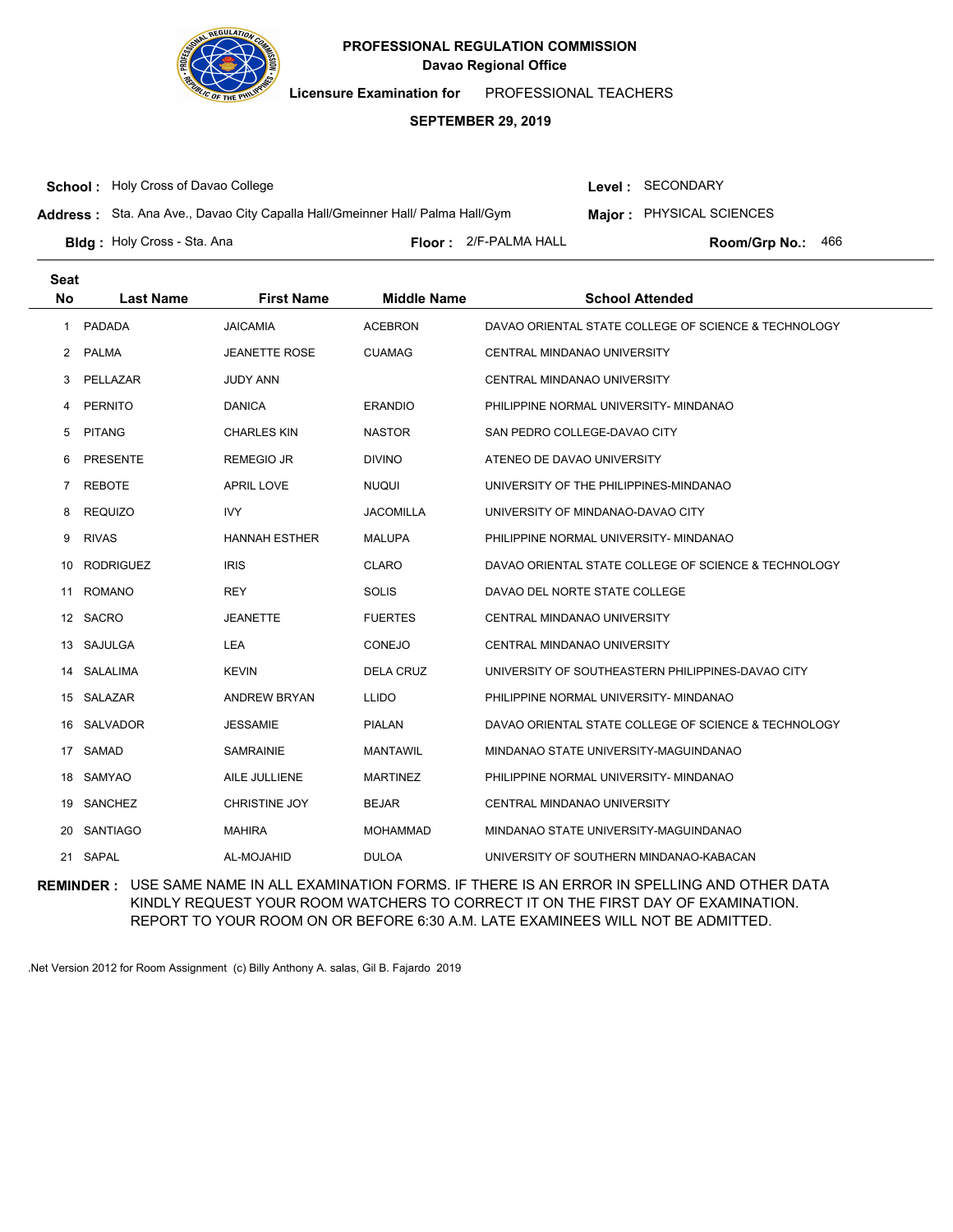**PROFESSIONAL REGULATION COMMISSION**
**Davao Regional Office**

**Licensure Examination for** PROFESSIONAL TEACHERS

**SEPTEMBER 29, 2019**

**School :** Holy Cross of Davao College

**Level :** SECONDARY

**Address :** Sta. Ana Ave., Davao City Capalla Hall/Gmeinner Hall/ Palma Hall/Gym

**Major :** PHYSICAL SCIENCES

**Bldg :** Holy Cross - Sta. Ana

**Floor :** 2/F-PALMA HALL

**Room/Grp No.:** 466

| Seat No | Last Name | First Name | Middle Name | School Attended |
|---|---|---|---|---|
| 1 | PADADA | JAICAMIA | ACEBRON | DAVAO ORIENTAL STATE COLLEGE OF SCIENCE & TECHNOLOGY |
| 2 | PALMA | JEANETTE ROSE | CUAMAG | CENTRAL MINDANAO UNIVERSITY |
| 3 | PELLAZAR | JUDY ANN | | CENTRAL MINDANAO UNIVERSITY |
| 4 | PERNITO | DANICA | ERANDIO | PHILIPPINE NORMAL UNIVERSITY- MINDANAO |
| 5 | PITANG | CHARLES KIN | NASTOR | SAN PEDRO COLLEGE-DAVAO CITY |
| 6 | PRESENTE | REMEGIO JR | DIVINO | ATENEO DE DAVAO UNIVERSITY |
| 7 | REBOTE | APRIL LOVE | NUQUI | UNIVERSITY OF THE PHILIPPINES-MINDANAO |
| 8 | REQUIZO | IVY | JACOMILLA | UNIVERSITY OF MINDANAO-DAVAO CITY |
| 9 | RIVAS | HANNAH ESTHER | MALUPA | PHILIPPINE NORMAL UNIVERSITY- MINDANAO |
| 10 | RODRIGUEZ | IRIS | CLARO | DAVAO ORIENTAL STATE COLLEGE OF SCIENCE & TECHNOLOGY |
| 11 | ROMANO | REY | SOLIS | DAVAO DEL NORTE STATE COLLEGE |
| 12 | SACRO | JEANETTE | FUERTES | CENTRAL MINDANAO UNIVERSITY |
| 13 | SAJULGA | LEA | CONEJO | CENTRAL MINDANAO UNIVERSITY |
| 14 | SALALIMA | KEVIN | DELA CRUZ | UNIVERSITY OF SOUTHEASTERN PHILIPPINES-DAVAO CITY |
| 15 | SALAZAR | ANDREW BRYAN | LLIDO | PHILIPPINE NORMAL UNIVERSITY- MINDANAO |
| 16 | SALVADOR | JESSAMIE | PIALAN | DAVAO ORIENTAL STATE COLLEGE OF SCIENCE & TECHNOLOGY |
| 17 | SAMAD | SAMRAINIE | MANTAWIL | MINDANAO STATE UNIVERSITY-MAGUINDANAO |
| 18 | SAMYAO | AILE JULLIENE | MARTINEZ | PHILIPPINE NORMAL UNIVERSITY- MINDANAO |
| 19 | SANCHEZ | CHRISTINE JOY | BEJAR | CENTRAL MINDANAO UNIVERSITY |
| 20 | SANTIAGO | MAHIRA | MOHAMMAD | MINDANAO STATE UNIVERSITY-MAGUINDANAO |
| 21 | SAPAL | AL-MOJAHID | DULOA | UNIVERSITY OF SOUTHERN MINDANAO-KABACAN |

**REMINDER :** USE SAME NAME IN ALL EXAMINATION FORMS. IF THERE IS AN ERROR IN SPELLING AND OTHER DATA KINDLY REQUEST YOUR ROOM WATCHERS TO CORRECT IT ON THE FIRST DAY OF EXAMINATION. REPORT TO YOUR ROOM ON OR BEFORE 6:30 A.M. LATE EXAMINEES WILL NOT BE ADMITTED.

.Net Version 2012 for Room Assignment (c) Billy Anthony A. salas, Gil B. Fajardo 2019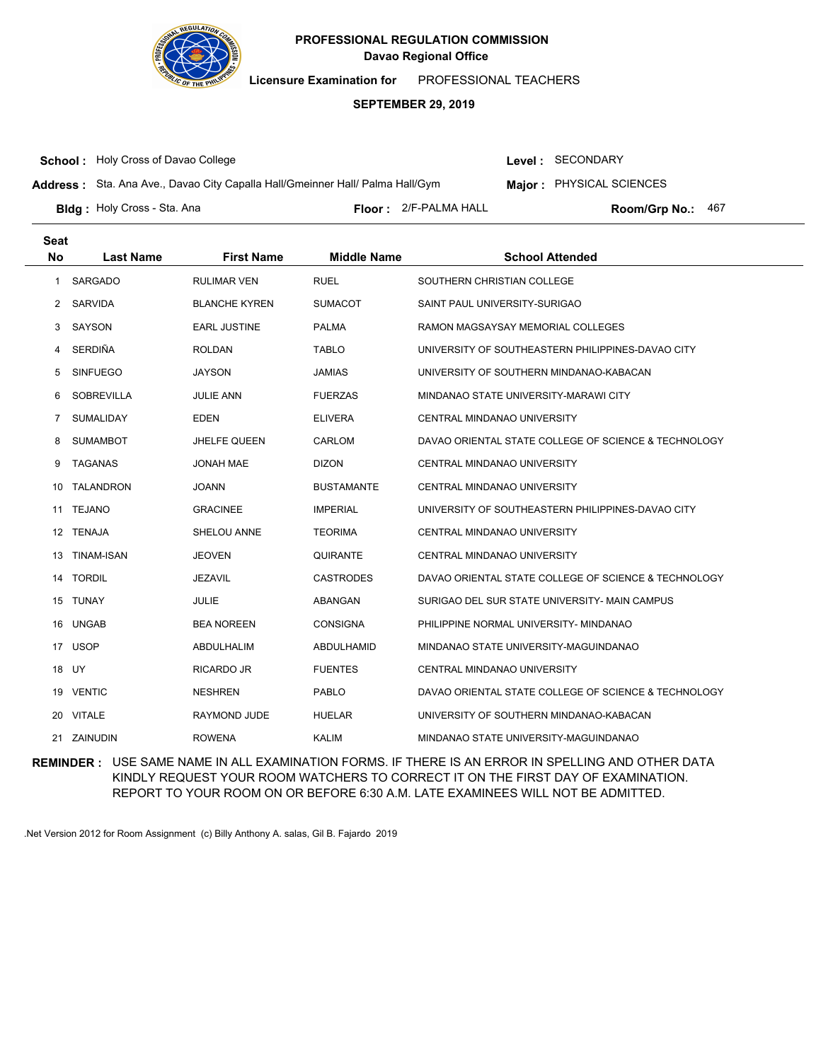**PROFESSIONAL REGULATION COMMISSION**
**Davao Regional Office**

**Licensure Examination for** PROFESSIONAL TEACHERS

**SEPTEMBER 29, 2019**

**School :** Holy Cross of Davao College
**Level :** SECONDARY

**Address :** Sta. Ana Ave., Davao City Capalla Hall/Gmeinner Hall/ Palma Hall/Gym
**Major :** PHYSICAL SCIENCES

**Bldg :** Holy Cross - Sta. Ana
**Floor :** 2/F-PALMA HALL
**Room/Grp No.:** 467

| Seat No | Last Name | First Name | Middle Name | School Attended |
|---|---|---|---|---|
| 1 | SARGADO | RULIMAR VEN | RUEL | SOUTHERN CHRISTIAN COLLEGE |
| 2 | SARVIDA | BLANCHE KYREN | SUMACOT | SAINT PAUL UNIVERSITY-SURIGAO |
| 3 | SAYSON | EARL JUSTINE | PALMA | RAMON MAGSAYSAY MEMORIAL COLLEGES |
| 4 | SERDIÑA | ROLDAN | TABLO | UNIVERSITY OF SOUTHEASTERN PHILIPPINES-DAVAO CITY |
| 5 | SINFUEGO | JAYSON | JAMIAS | UNIVERSITY OF SOUTHERN MINDANAO-KABACAN |
| 6 | SOBREVILLA | JULIE ANN | FUERZAS | MINDANAO STATE UNIVERSITY-MARAWI CITY |
| 7 | SUMALIDAY | EDEN | ELIVERA | CENTRAL MINDANAO UNIVERSITY |
| 8 | SUMAMBOT | JHELFE QUEEN | CARLOM | DAVAO ORIENTAL STATE COLLEGE OF SCIENCE & TECHNOLOGY |
| 9 | TAGANAS | JONAH MAE | DIZON | CENTRAL MINDANAO UNIVERSITY |
| 10 | TALANDRON | JOANN | BUSTAMANTE | CENTRAL MINDANAO UNIVERSITY |
| 11 | TEJANO | GRACINEE | IMPERIAL | UNIVERSITY OF SOUTHEASTERN PHILIPPINES-DAVAO CITY |
| 12 | TENAJA | SHELOU ANNE | TEORIMA | CENTRAL MINDANAO UNIVERSITY |
| 13 | TINAM-ISAN | JEOVEN | QUIRANTE | CENTRAL MINDANAO UNIVERSITY |
| 14 | TORDIL | JEZAVIL | CASTRODES | DAVAO ORIENTAL STATE COLLEGE OF SCIENCE & TECHNOLOGY |
| 15 | TUNAY | JULIE | ABANGAN | SURIGAO DEL SUR STATE UNIVERSITY- MAIN CAMPUS |
| 16 | UNGAB | BEA NOREEN | CONSIGNA | PHILIPPINE NORMAL UNIVERSITY- MINDANAO |
| 17 | USOP | ABDULHALIM | ABDULHAMID | MINDANAO STATE UNIVERSITY-MAGUINDANAO |
| 18 | UY | RICARDO JR | FUENTES | CENTRAL MINDANAO UNIVERSITY |
| 19 | VENTIC | NESHREN | PABLO | DAVAO ORIENTAL STATE COLLEGE OF SCIENCE & TECHNOLOGY |
| 20 | VITALE | RAYMOND JUDE | HUELAR | UNIVERSITY OF SOUTHERN MINDANAO-KABACAN |
| 21 | ZAINUDIN | ROWENA | KALIM | MINDANAO STATE UNIVERSITY-MAGUINDANAO |

**REMINDER :** USE SAME NAME IN ALL EXAMINATION FORMS. IF THERE IS AN ERROR IN SPELLING AND OTHER DATA KINDLY REQUEST YOUR ROOM WATCHERS TO CORRECT IT ON THE FIRST DAY OF EXAMINATION. REPORT TO YOUR ROOM ON OR BEFORE 6:30 A.M. LATE EXAMINEES WILL NOT BE ADMITTED.

.Net Version 2012 for Room Assignment (c) Billy Anthony A. salas, Gil B. Fajardo 2019